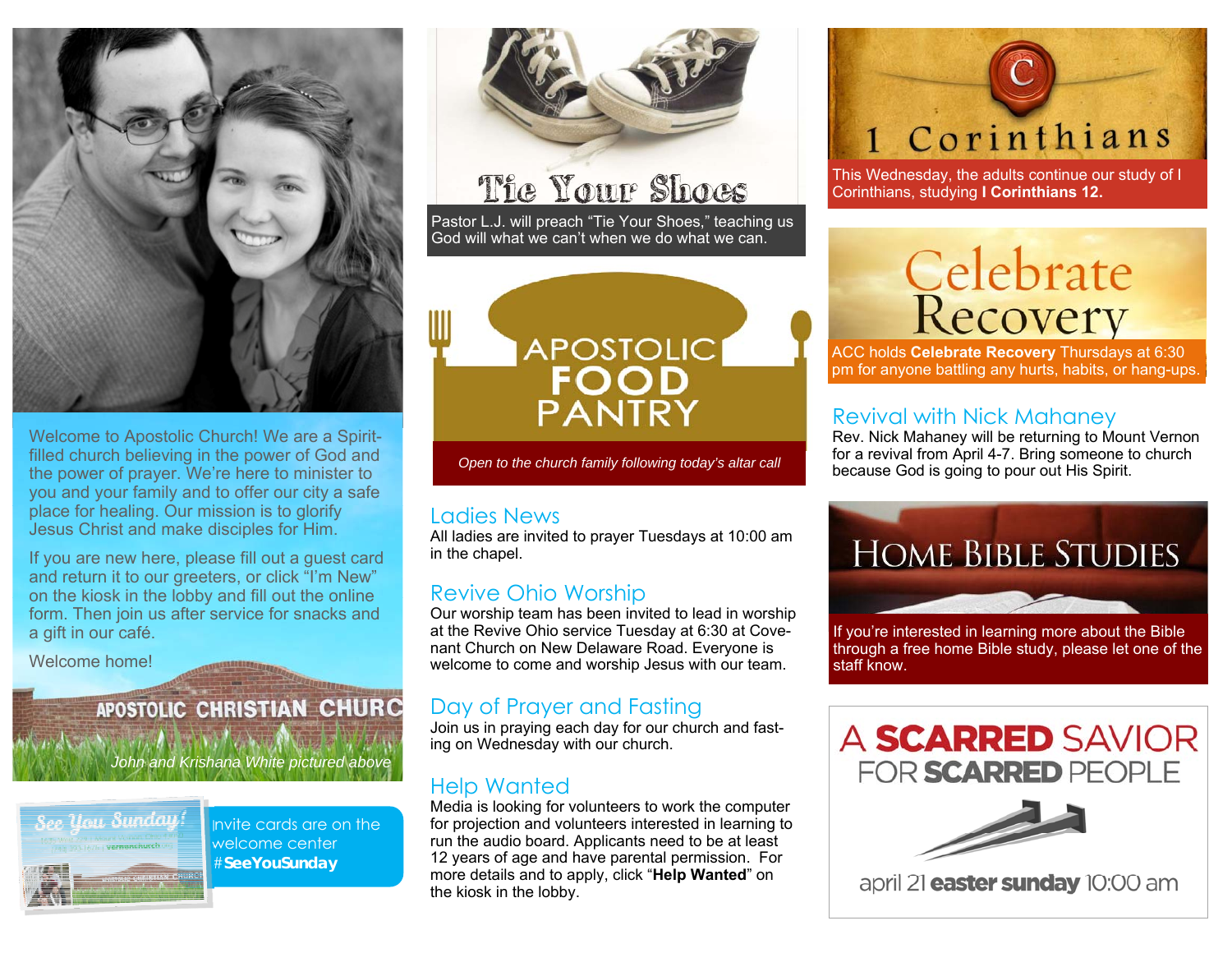Welcome to Apostolic Church! We are a Spirit-filled church believing in the power of God and the power of prayer. We're here to minister to you and your family and to offer our city a safe place for healing. Our mission is to glorify Jesus Christ and make disciples for Him.

If you are new here, please fill out a guest card and return it to our greeters, or click "I'm New" on the kiosk in the lobby and fill out the online form. Then join us after service for snacks and a gift in our café.

Welcome home!

APOSTOLIC CHRISTIAN CHURC

*John and Krishana White pictured above*

Invite cards are on the welcome center #**SeeYouSunday**

## Tie Your Shoes

Pastor L.J. will preach "Tie Your Shoes," teaching us God will what we can't when we do what we can.

## APOSTOLIC FOOD PANTRY

*Open to the church family following today's altar call*

## Ladies News

All ladies are invited to prayer Tuesdays at 10:00 am in the chapel.

## Revive Ohio Worship

Our worship team has been invited to lead in worship at the Revive Ohio service Tuesday at 6:30 at Covenant Church on New Delaware Road. Everyone is welcome to come and worship Jesus with our team.

## Day of Prayer and Fasting

Join us in praying each day for our church and fasting on Wednesday with our church.

## Help Wanted

Media is looking for volunteers to work the computer for projection and volunteers interested in learning to run the audio board. Applicants need to be at least 12 years of age and have parental permission. For more details and to apply, click "**Help Wanted**" on the kiosk in the lobby.

## 1 Corinthians

This Wednesday, the adults continue our study of I Corinthians, studying **I Corinthians 12.**

## Celebrate Recovery

ACC holds **Celebrate Recovery** Thursdays at 6:30 pm for anyone battling any hurts, habits, or hang-ups.

## Revival with Nick Mahaney

Rev. Nick Mahaney will be returning to Mount Vernon for a revival from April 4-7. Bring someone to church because God is going to pour out His Spirit.

## Home Bible Studies

If you're interested in learning more about the Bible through a free home Bible study, please let one of the staff know.

## A **SCARRED** SAVIOR FOR **SCARRED** PEOPLE

april 21 **easter sunday** 10:00 am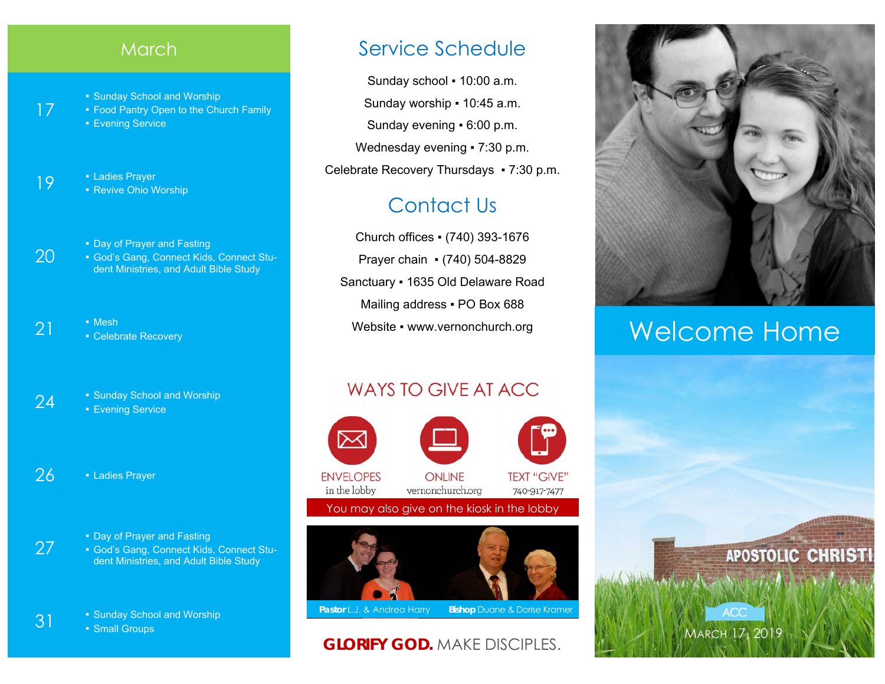## March

| | |
|---|---|
| 17 | ▪ Sunday School and Worship<br>▪ Food Pantry Open to the Church Family<br>▪ Evening Service |
| 19 | ▪ Ladies Prayer<br>▪ Revive Ohio Worship |
| 20 | ▪ Day of Prayer and Fasting<br>▪ God's Gang, Connect Kids, Connect Student Ministries, and Adult Bible Study |
| 21 | ▪ Mesh<br>▪ Celebrate Recovery |
| 24 | ▪ Sunday School and Worship<br>▪ Evening Service |
| 26 | ▪ Ladies Prayer |
| 27 | ▪ Day of Prayer and Fasting<br>▪ God's Gang, Connect Kids, Connect Student Ministries, and Adult Bible Study |
| 31 | ▪ Sunday School and Worship<br>▪ Small Groups |

## Service Schedule

Sunday school ▪ 10:00 a.m.

Sunday worship ▪ 10:45 a.m.

Sunday evening ▪ 6:00 p.m.

Wednesday evening ▪ 7:30 p.m.

Celebrate Recovery Thursdays ▪ 7:30 p.m.

## Contact Us

Church offices ▪ (740) 393-1676

Prayer chain ▪ (740) 504-8829

Sanctuary ▪ 1635 Old Delaware Road

Mailing address ▪ PO Box 688

Website ▪ www.vernonchurch.org

## WAYS TO GIVE AT ACC

ENVELOPES in the lobby

ONLINE vernonchurch.org

TEXT "GIVE" 740-917-7477

You may also give on the kiosk in the lobby

**Pastor** L.J. & Andrea Harry

**Bishop** Duane & Dorise Kramer

**GLORIFY GOD.** MAKE DISCIPLES.

# Welcome Home

APOSTOLIC CHRISTI

ACC

MARCH 17, 2019